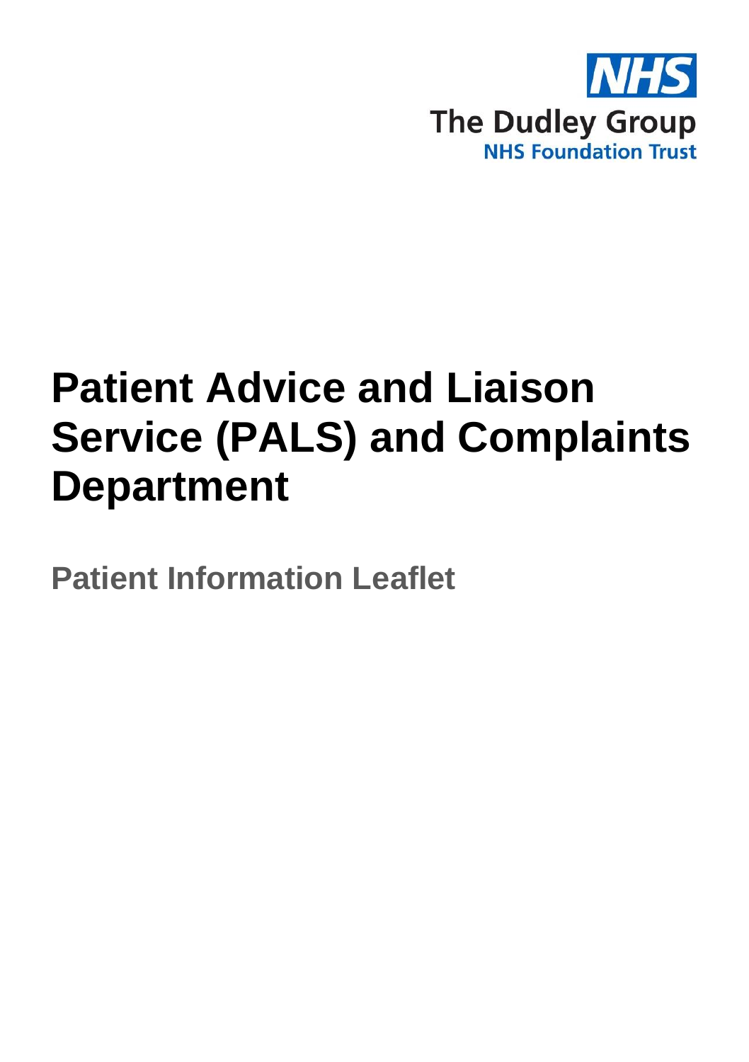NHS

The Dudley Group

NHS Foundation Trust

# Patient Advice and Liaison Service (PALS) and Complaints Department

## Patient Information Leaflet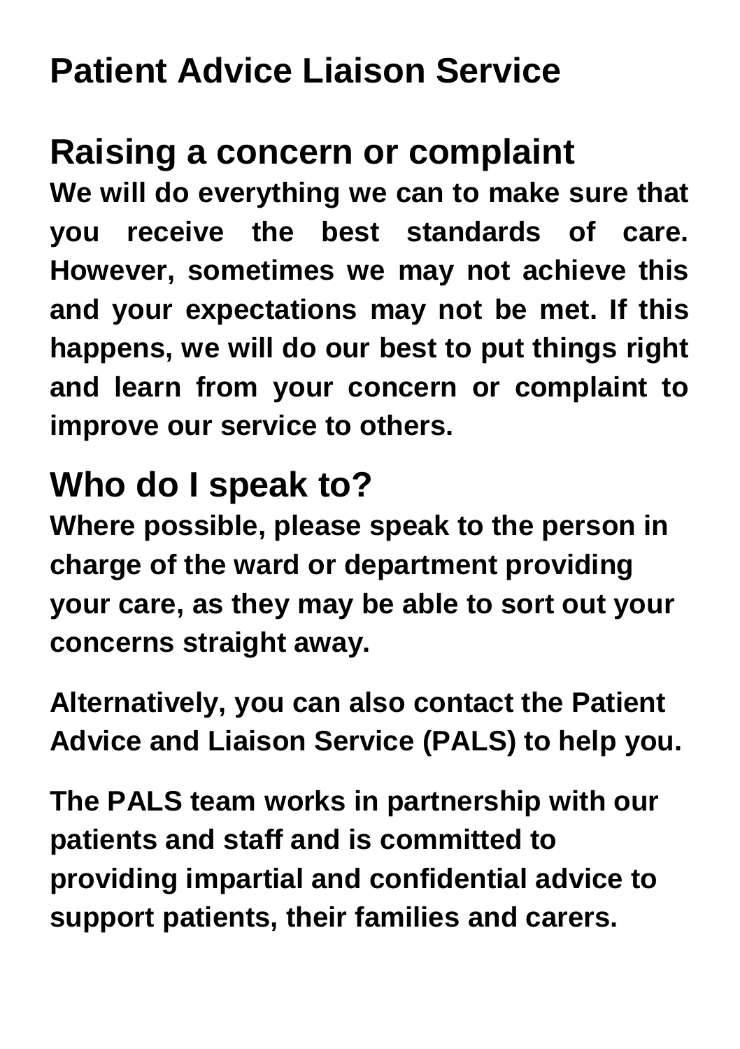# Patient Advice Liaison Service

## Raising a concern or complaint

**We will do everything we can to make sure that you receive the best standards of care. However, sometimes we may not achieve this and your expectations may not be met. If this happens, we will do our best to put things right and learn from your concern or complaint to improve our service to others.**

## Who do I speak to?

**Where possible, please speak to the person in charge of the ward or department providing your care, as they may be able to sort out your concerns straight away.**

**Alternatively, you can also contact the Patient Advice and Liaison Service (PALS) to help you.**

**The PALS team works in partnership with our patients and staff and is committed to providing impartial and confidential advice to support patients, their families and carers.**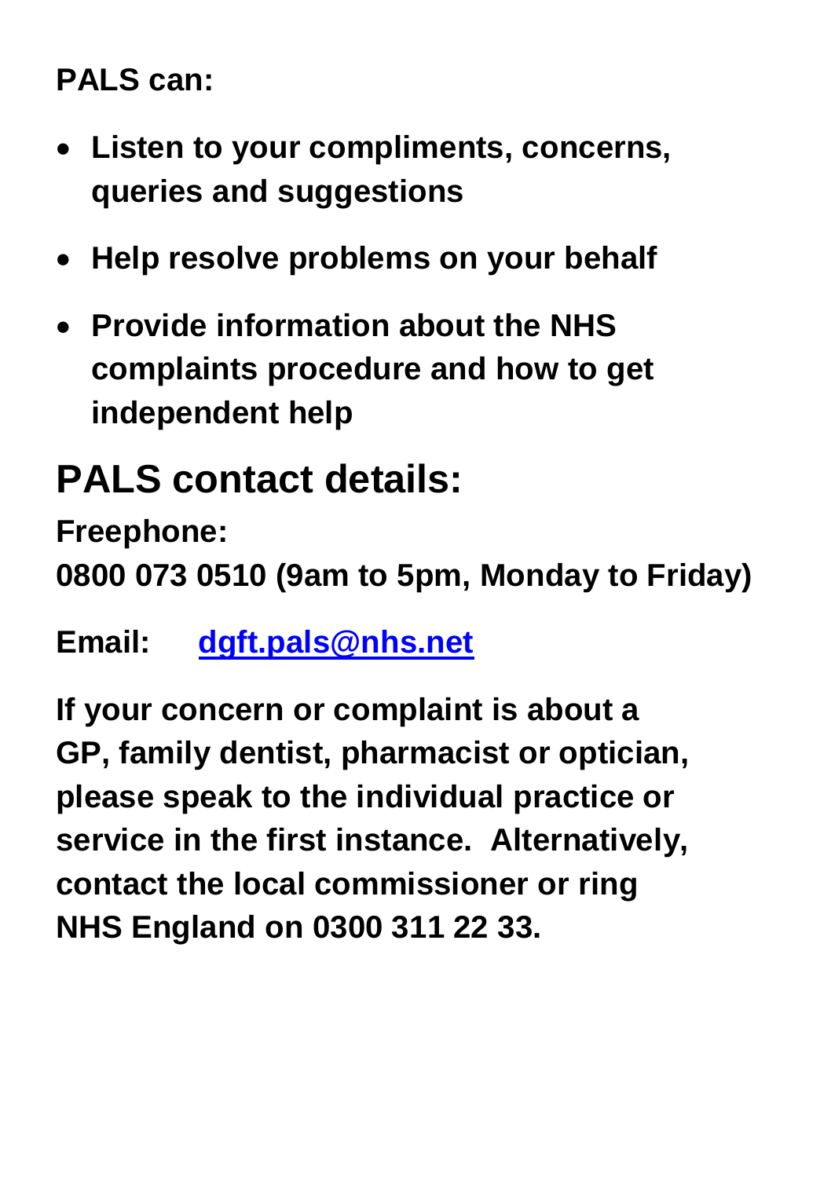**PALS can:**

- **Listen to your compliments, concerns, queries and suggestions**
- **Help resolve problems on your behalf**
- **Provide information about the NHS complaints procedure and how to get independent help**

# PALS contact details:

**Freephone:**
**0800 073 0510 (9am to 5pm, Monday to Friday)**

**Email: dgft.pals@nhs.net**

**If your concern or complaint is about a GP, family dentist, pharmacist or optician, please speak to the individual practice or service in the first instance. Alternatively, contact the local commissioner or ring NHS England on 0300 311 22 33.**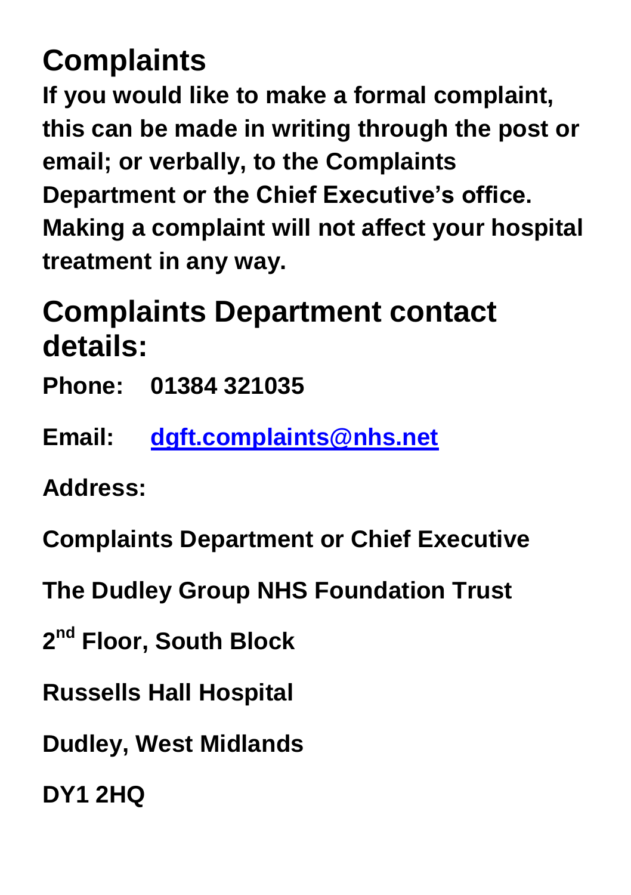# Complaints

**If you would like to make a formal complaint, this can be made in writing through the post or email; or verbally, to the Complaints Department or the Chief Executive's office. Making a complaint will not affect your hospital treatment in any way.**

## Complaints Department contact details:

**Phone:** **01384 321035**

**Email:** **dgft.complaints@nhs.net**

**Address:**

**Complaints Department or Chief Executive**

**The Dudley Group NHS Foundation Trust**

**2nd Floor, South Block**

**Russells Hall Hospital**

**Dudley, West Midlands**

**DY1 2HQ**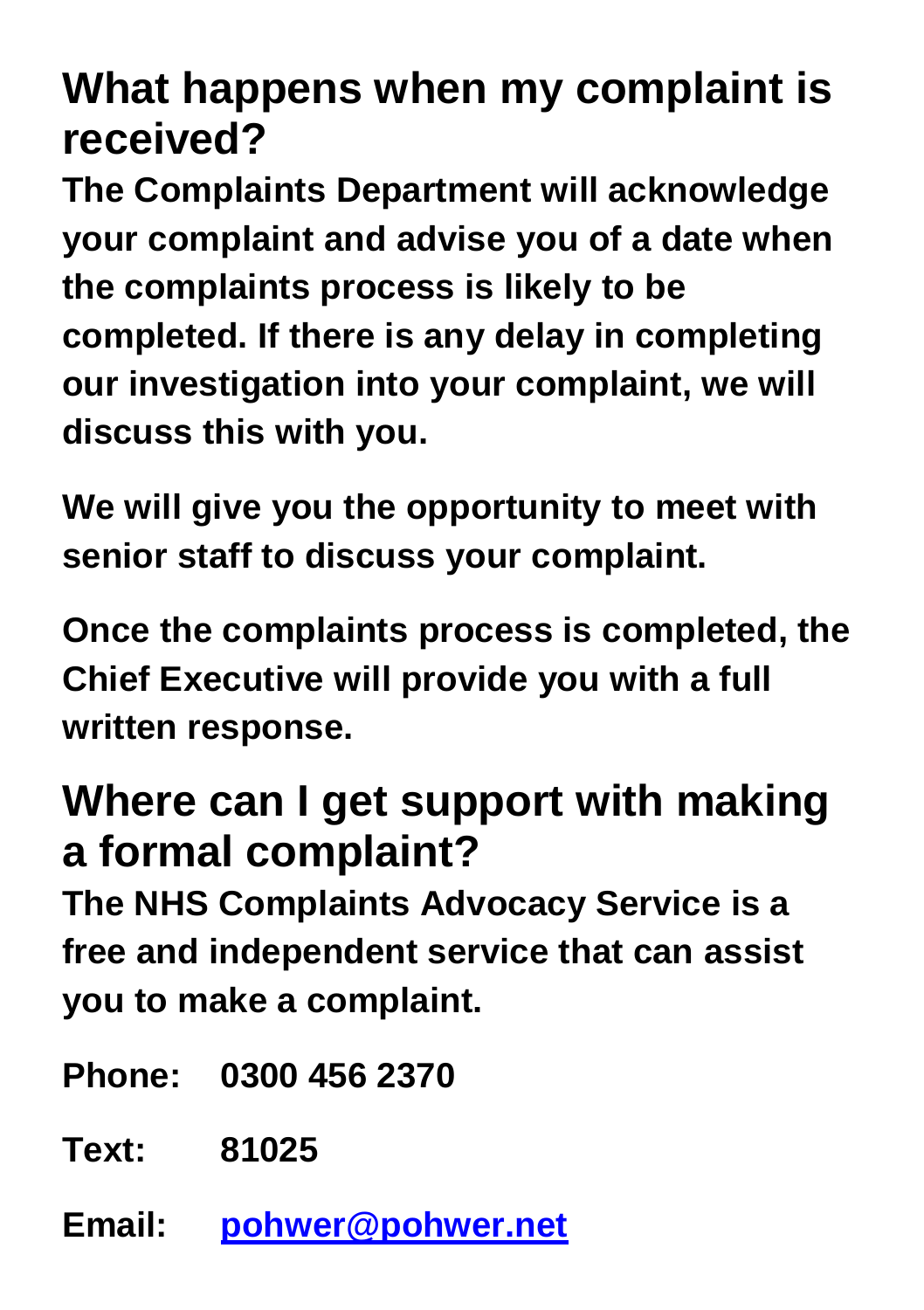## What happens when my complaint is received?

**The Complaints Department will acknowledge your complaint and advise you of a date when the complaints process is likely to be completed. If there is any delay in completing our investigation into your complaint, we will discuss this with you.**

**We will give you the opportunity to meet with senior staff to discuss your complaint.**

**Once the complaints process is completed, the Chief Executive will provide you with a full written response.**

## Where can I get support with making a formal complaint?

**The NHS Complaints Advocacy Service is a free and independent service that can assist you to make a complaint.**

**Phone: 0300 456 2370**

**Text: 81025**

**Email: pohwer@pohwer.net**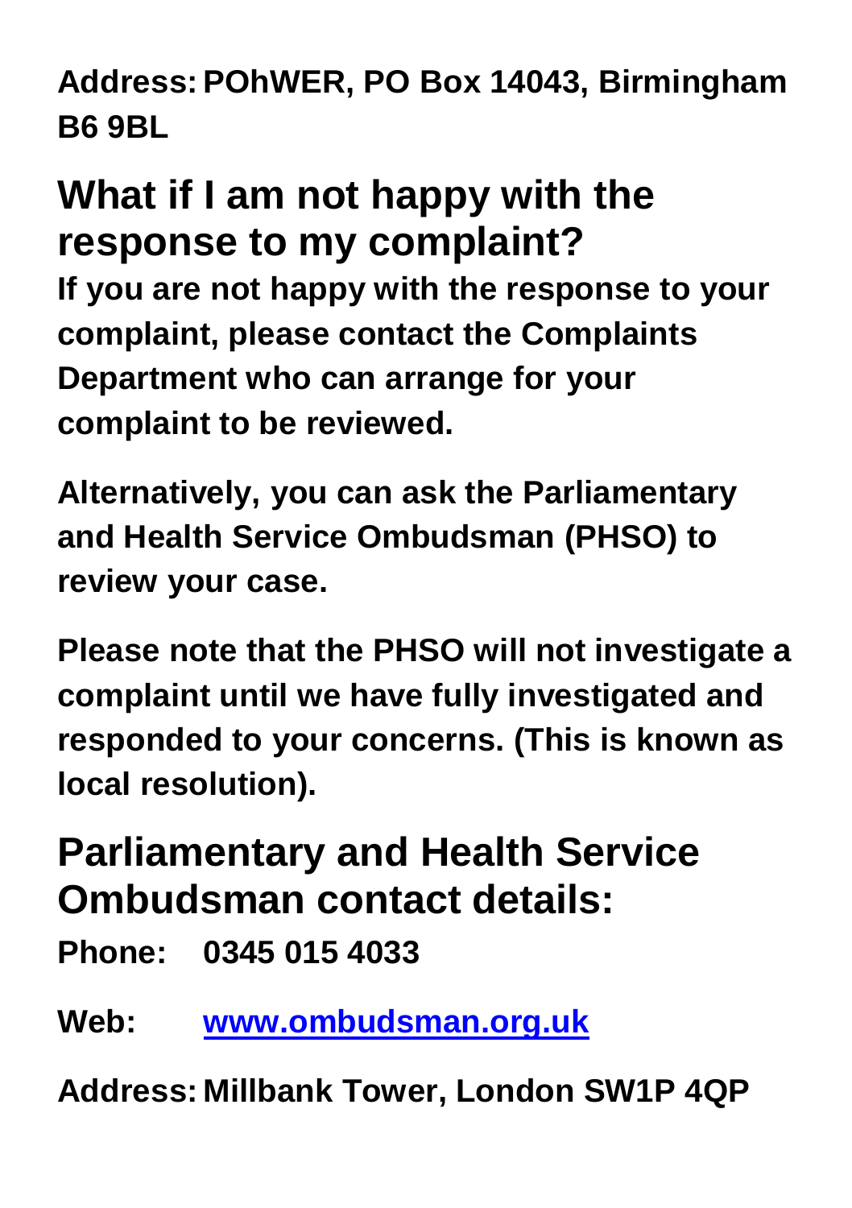**Address: POhWER, PO Box 14043, Birmingham B6 9BL**

## What if I am not happy with the response to my complaint?

**If you are not happy with the response to your complaint, please contact the Complaints Department who can arrange for your complaint to be reviewed.**

**Alternatively, you can ask the Parliamentary and Health Service Ombudsman (PHSO) to review your case.**

**Please note that the PHSO will not investigate a complaint until we have fully investigated and responded to your concerns. (This is known as local resolution).**

## Parliamentary and Health Service Ombudsman contact details:

**Phone: 0345 015 4033**

**Web: [www.ombudsman.org.uk](http://www.ombudsman.org.uk)**

**Address: Millbank Tower, London SW1P 4QP**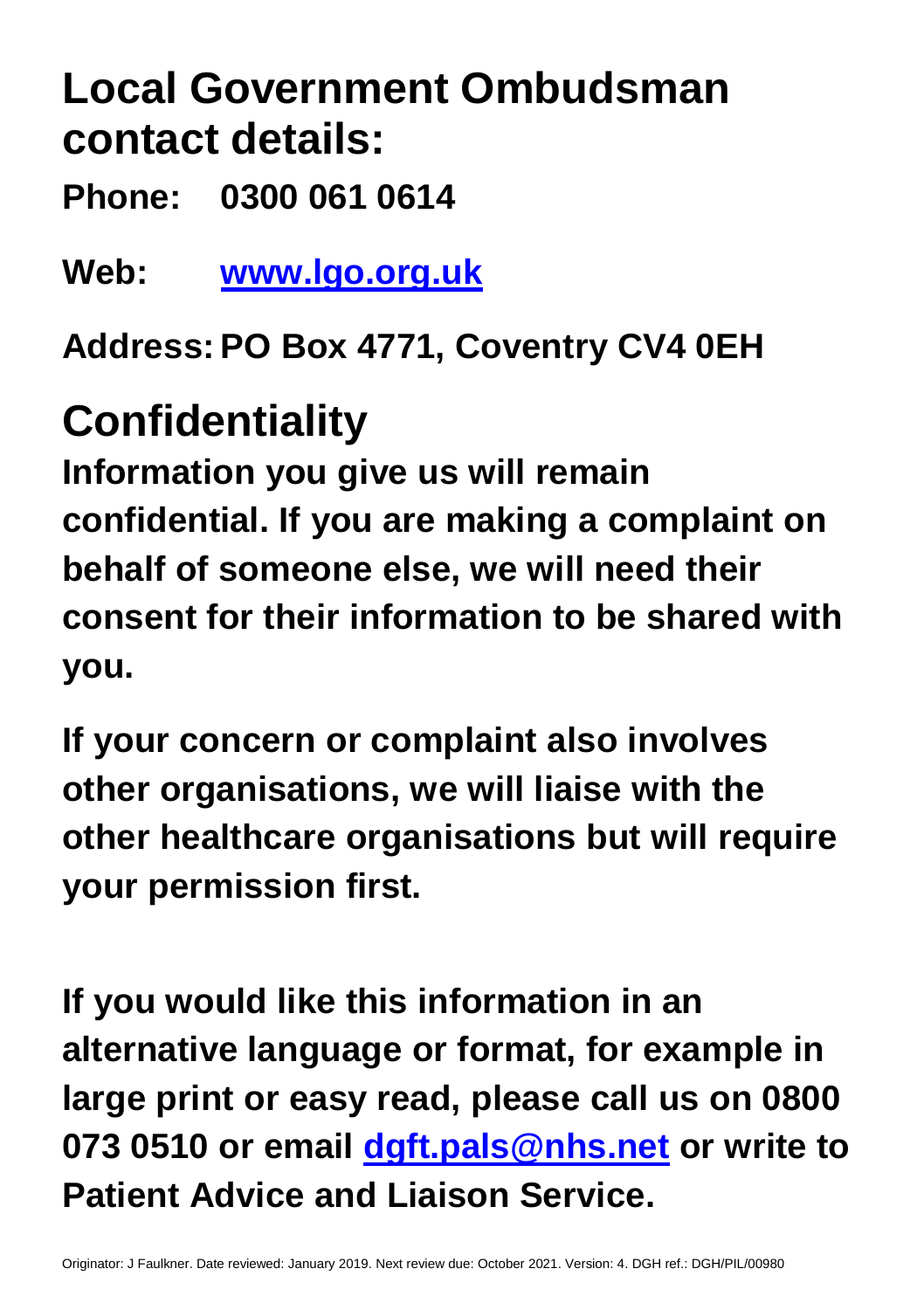# Local Government Ombudsman contact details:

**Phone:** 0300 061 0614

**Web:** [www.lgo.org.uk](http://www.lgo.org.uk)

**Address:** PO Box 4771, Coventry CV4 0EH

# Confidentiality

**Information you give us will remain confidential. If you are making a complaint on behalf of someone else, we will need their consent for their information to be shared with you.**

**If your concern or complaint also involves other organisations, we will liaise with the other healthcare organisations but will require your permission first.**

**If you would like this information in an alternative language or format, for example in large print or easy read, please call us on 0800 073 0510 or email [dgft.pals@nhs.net](mailto:dgft.pals@nhs.net) or write to Patient Advice and Liaison Service.**

Originator: J Faulkner. Date reviewed: January 2019. Next review due: October 2021. Version: 4. DGH ref.: DGH/PIL/00980